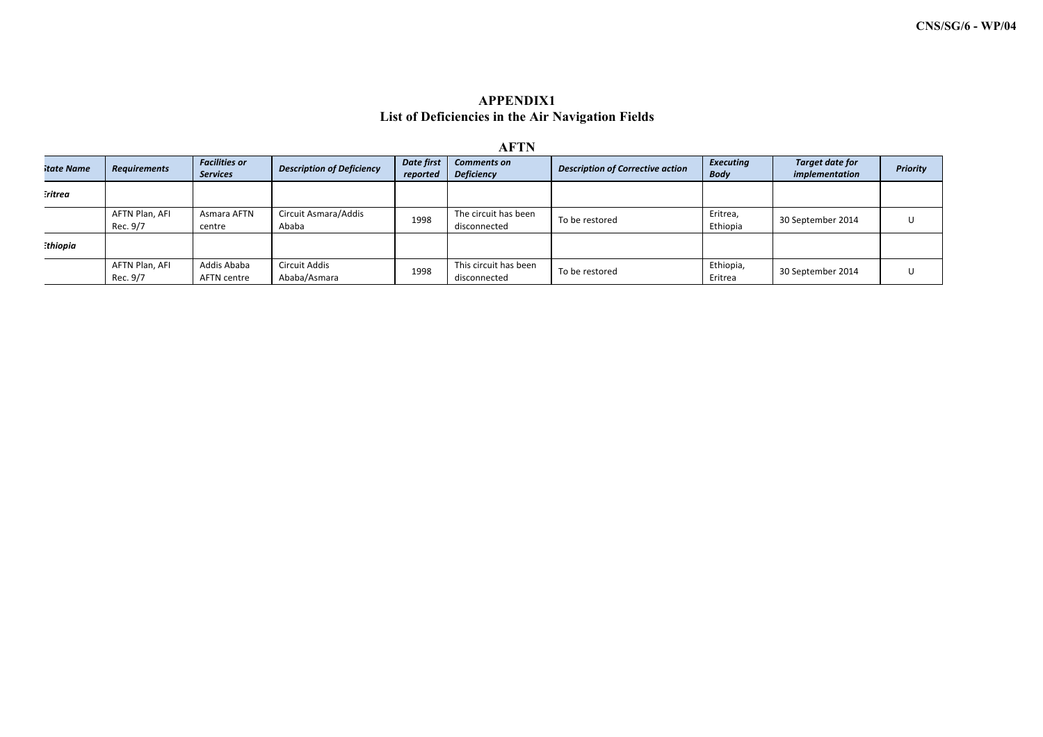# APPENDIX1

## List of Deficiencies in the Air Navigation Fields

### AFTN

| *State Name* | *Requirements* | *Facilities or Services* | *Description of Deficiency* | *Date first reported* | *Comments on Deficiency* | *Description of Corrective action* | *Executing Body* | *Target date for implementation* | *Priority* |
|---|---|---|---|---|---|---|---|---|---|
| *Eritrea* | | | | | | | | | |
| | AFTN Plan, AFI Rec. 9/7 | Asmara AFTN centre | Circuit Asmara/Addis Ababa | 1998 | The circuit has been disconnected | To be restored | Eritrea, Ethiopia | 30 September 2014 | U |
| *Ethiopia* | | | | | | | | | |
| | AFTN Plan, AFI Rec. 9/7 | Addis Ababa AFTN centre | Circuit Addis Ababa/Asmara | 1998 | This circuit has been disconnected | To be restored | Ethiopia, Eritrea | 30 September 2014 | U |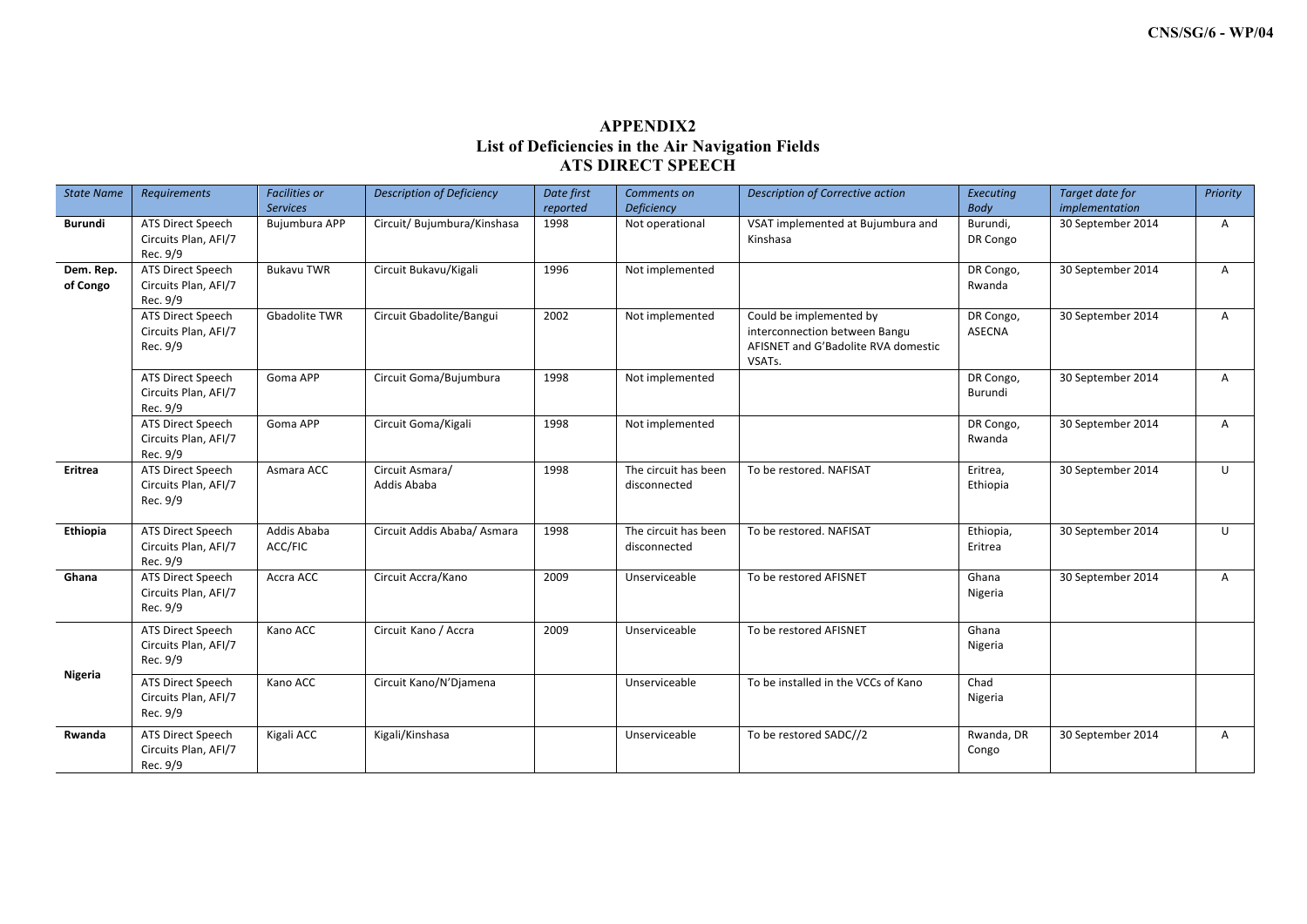## APPENDIX2
## List of Deficiencies in the Air Navigation Fields
## ATS DIRECT SPEECH

| *State Name* | *Requirements* | *Facilities or Services* | *Description of Deficiency* | *Date first reported* | *Comments on Deficiency* | *Description of Corrective action* | *Executing Body* | *Target date for implementation* | *Priority* |
|---|---|---|---|---|---|---|---|---|---|
| **Burundi** | ATS Direct Speech Circuits Plan, AFI/7 Rec. 9/9 | Bujumbura APP | Circuit/ Bujumbura/Kinshasa | 1998 | Not operational | VSAT implemented at Bujumbura and Kinshasa | Burundi, DR Congo | 30 September 2014 | A |
| **Dem. Rep. of Congo** | ATS Direct Speech Circuits Plan, AFI/7 Rec. 9/9 | Bukavu TWR | Circuit Bukavu/Kigali | 1996 | Not implemented | | DR Congo, Rwanda | 30 September 2014 | A |
| | ATS Direct Speech Circuits Plan, AFI/7 Rec. 9/9 | Gbadolite TWR | Circuit Gbadolite/Bangui | 2002 | Not implemented | Could be implemented by interconnection between Bangu AFISNET and G'Badolite RVA domestic VSATs. | DR Congo, ASECNA | 30 September 2014 | A |
| | ATS Direct Speech Circuits Plan, AFI/7 Rec. 9/9 | Goma APP | Circuit Goma/Bujumbura | 1998 | Not implemented | | DR Congo, Burundi | 30 September 2014 | A |
| | ATS Direct Speech Circuits Plan, AFI/7 Rec. 9/9 | Goma APP | Circuit Goma/Kigali | 1998 | Not implemented | | DR Congo, Rwanda | 30 September 2014 | A |
| **Eritrea** | ATS Direct Speech Circuits Plan, AFI/7 Rec. 9/9 | Asmara ACC | Circuit Asmara/ Addis Ababa | 1998 | The circuit has been disconnected | To be restored. NAFISAT | Eritrea, Ethiopia | 30 September 2014 | U |
| **Ethiopia** | ATS Direct Speech Circuits Plan, AFI/7 Rec. 9/9 | Addis Ababa ACC/FIC | Circuit Addis Ababa/ Asmara | 1998 | The circuit has been disconnected | To be restored. NAFISAT | Ethiopia, Eritrea | 30 September 2014 | U |
| **Ghana** | ATS Direct Speech Circuits Plan, AFI/7 Rec. 9/9 | Accra ACC | Circuit Accra/Kano | 2009 | Unserviceable | To be restored AFISNET | Ghana Nigeria | 30 September 2014 | A |
| **Nigeria** | ATS Direct Speech Circuits Plan, AFI/7 Rec. 9/9 | Kano ACC | Circuit Kano / Accra | 2009 | Unserviceable | To be restored AFISNET | Ghana Nigeria | | |
| | ATS Direct Speech Circuits Plan, AFI/7 Rec. 9/9 | Kano ACC | Circuit Kano/N'Djamena | | Unserviceable | To be installed in the VCCs of Kano | Chad Nigeria | | |
| **Rwanda** | ATS Direct Speech Circuits Plan, AFI/7 Rec. 9/9 | Kigali ACC | Kigali/Kinshasa | | Unserviceable | To be restored SADC//2 | Rwanda, DR Congo | 30 September 2014 | A |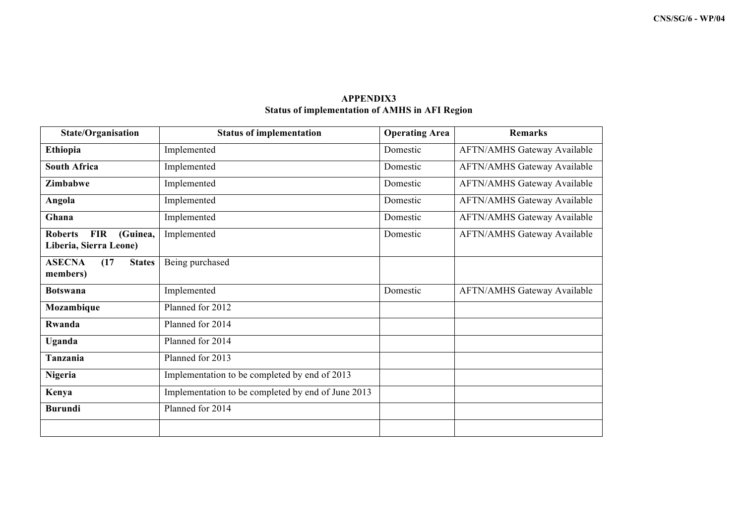**APPENDIX3**
**Status of implementation of AMHS in AFI Region**

| State/Organisation | Status of implementation | Operating Area | Remarks |
|---|---|---|---|
| **Ethiopia** | Implemented | Domestic | AFTN/AMHS Gateway Available |
| **South Africa** | Implemented | Domestic | AFTN/AMHS Gateway Available |
| **Zimbabwe** | Implemented | Domestic | AFTN/AMHS Gateway Available |
| **Angola** | Implemented | Domestic | AFTN/AMHS Gateway Available |
| **Ghana** | Implemented | Domestic | AFTN/AMHS Gateway Available |
| **Roberts FIR (Guinea, Liberia, Sierra Leone)** | Implemented | Domestic | AFTN/AMHS Gateway Available |
| **ASECNA (17 States members)** | Being purchased | | |
| **Botswana** | Implemented | Domestic | AFTN/AMHS Gateway Available |
| **Mozambique** | Planned for 2012 | | |
| **Rwanda** | Planned for 2014 | | |
| **Uganda** | Planned for 2014 | | |
| **Tanzania** | Planned for 2013 | | |
| **Nigeria** | Implementation to be completed by end of 2013 | | |
| **Kenya** | Implementation to be completed by end of June 2013 | | |
| **Burundi** | Planned for 2014 | | |
| | | | |